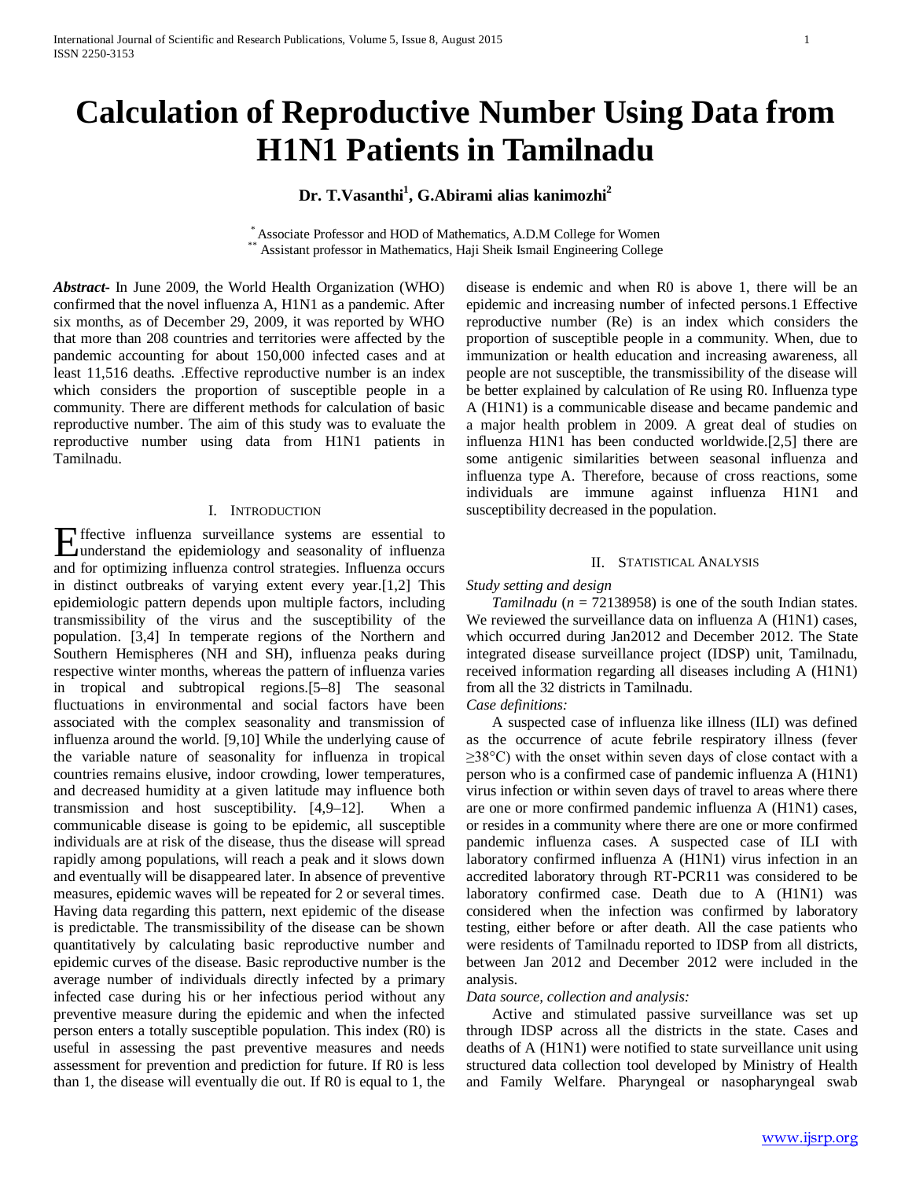# Calculation of Reproductive Number Using Data from H1N1 Patients in Tamilnadu

**Dr. T.Vasanthi[1], G.Abirami alias kanimozhi[2]**

[*] Associate Professor and HOD of Mathematics, A.D.M College for Women
[**] Assistant professor in Mathematics, Haji Sheik Ismail Engineering College

***Abstract***- In June 2009, the World Health Organization (WHO) confirmed that the novel influenza A, H1N1 as a pandemic. After six months, as of December 29, 2009, it was reported by WHO that more than 208 countries and territories were affected by the pandemic accounting for about 150,000 infected cases and at least 11,516 deaths. .Effective reproductive number is an index which considers the proportion of susceptible people in a community. There are different methods for calculation of basic reproductive number. The aim of this study was to evaluate the reproductive number using data from H1N1 patients in Tamilnadu.

## I. Introduction

Effective influenza surveillance systems are essential to understand the epidemiology and seasonality of influenza and for optimizing influenza control strategies. Influenza occurs in distinct outbreaks of varying extent every year.[1,2] This epidemiologic pattern depends upon multiple factors, including transmissibility of the virus and the susceptibility of the population. [3,4] In temperate regions of the Northern and Southern Hemispheres (NH and SH), influenza peaks during respective winter months, whereas the pattern of influenza varies in tropical and subtropical regions.[5–8] The seasonal fluctuations in environmental and social factors have been associated with the complex seasonality and transmission of influenza around the world. [9,10] While the underlying cause of the variable nature of seasonality for influenza in tropical countries remains elusive, indoor crowding, lower temperatures, and decreased humidity at a given latitude may influence both transmission and host susceptibility. [4,9–12]. When a communicable disease is going to be epidemic, all susceptible individuals are at risk of the disease, thus the disease will spread rapidly among populations, will reach a peak and it slows down and eventually will be disappeared later. In absence of preventive measures, epidemic waves will be repeated for 2 or several times. Having data regarding this pattern, next epidemic of the disease is predictable. The transmissibility of the disease can be shown quantitatively by calculating basic reproductive number and epidemic curves of the disease. Basic reproductive number is the average number of individuals directly infected by a primary infected case during his or her infectious period without any preventive measure during the epidemic and when the infected person enters a totally susceptible population. This index (R0) is useful in assessing the past preventive measures and needs assessment for prevention and prediction for future. If R0 is less than 1, the disease will eventually die out. If R0 is equal to 1, the disease is endemic and when R0 is above 1, there will be an epidemic and increasing number of infected persons.1 Effective reproductive number (Re) is an index which considers the proportion of susceptible people in a community. When, due to immunization or health education and increasing awareness, all people are not susceptible, the transmissibility of the disease will be better explained by calculation of Re using R0. Influenza type A (H1N1) is a communicable disease and became pandemic and a major health problem in 2009. A great deal of studies on influenza H1N1 has been conducted worldwide.[2,5] there are some antigenic similarities between seasonal influenza and influenza type A. Therefore, because of cross reactions, some individuals are immune against influenza H1N1 and susceptibility decreased in the population.

## II. Statistical Analysis

*Study setting and design*

*Tamilnadu* ($n$ = 72138958) is one of the south Indian states. We reviewed the surveillance data on influenza A (H1N1) cases, which occurred during Jan2012 and December 2012. The State integrated disease surveillance project (IDSP) unit, Tamilnadu, received information regarding all diseases including A (H1N1) from all the 32 districts in Tamilnadu.

*Case definitions:*

A suspected case of influenza like illness (ILI) was defined as the occurrence of acute febrile respiratory illness (fever $\geq$38°C) with the onset within seven days of close contact with a person who is a confirmed case of pandemic influenza A (H1N1) virus infection or within seven days of travel to areas where there are one or more confirmed pandemic influenza A (H1N1) cases, or resides in a community where there are one or more confirmed pandemic influenza cases. A suspected case of ILI with laboratory confirmed influenza A (H1N1) virus infection in an accredited laboratory through RT-PCR11 was considered to be laboratory confirmed case. Death due to A (H1N1) was considered when the infection was confirmed by laboratory testing, either before or after death. All the case patients who were residents of Tamilnadu reported to IDSP from all districts, between Jan 2012 and December 2012 were included in the analysis.

*Data source, collection and analysis:*

Active and stimulated passive surveillance was set up through IDSP across all the districts in the state. Cases and deaths of A (H1N1) were notified to state surveillance unit using structured data collection tool developed by Ministry of Health and Family Welfare. Pharyngeal or nasopharyngeal swab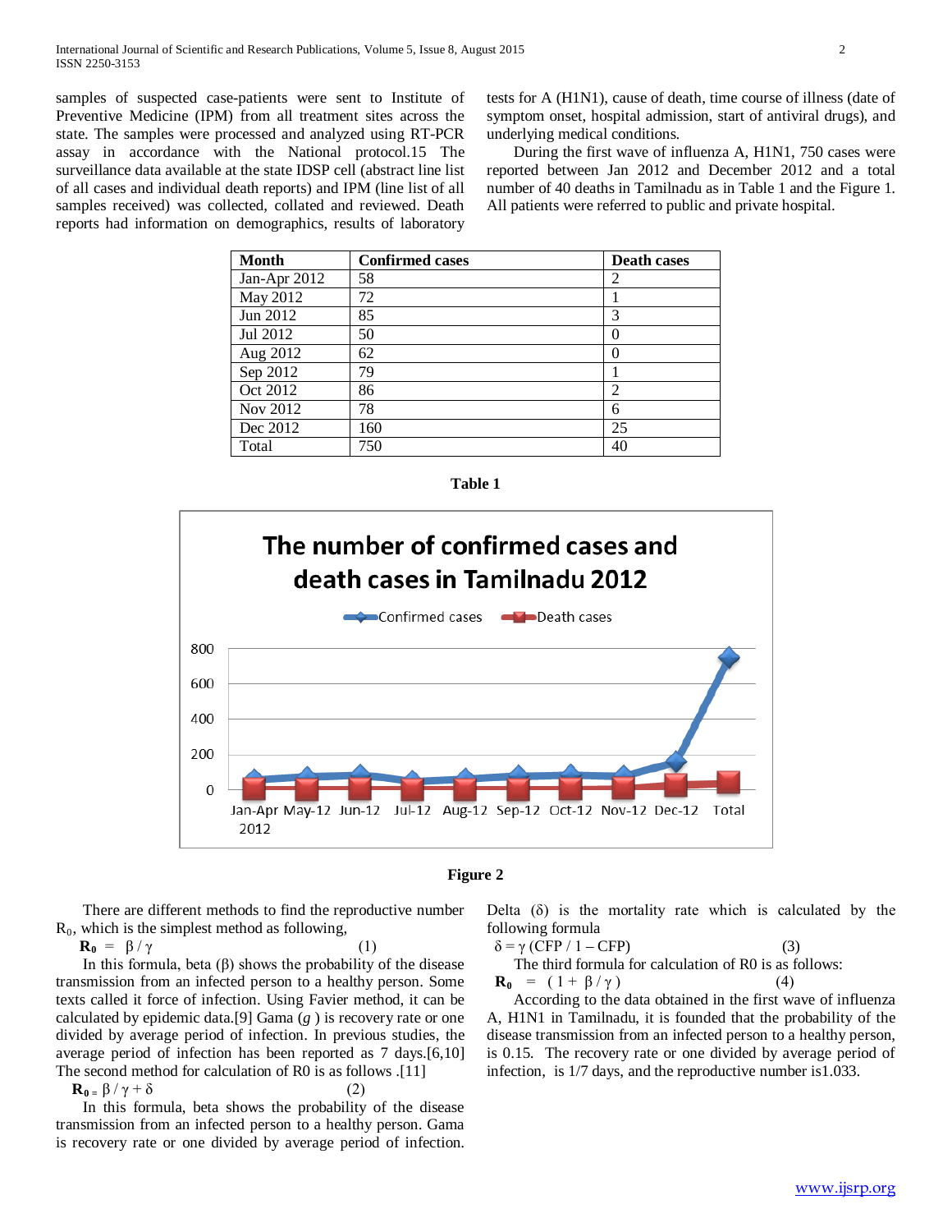samples of suspected case-patients were sent to Institute of Preventive Medicine (IPM) from all treatment sites across the state. The samples were processed and analyzed using RT-PCR assay in accordance with the National protocol.15 The surveillance data available at the state IDSP cell (abstract line list of all cases and individual death reports) and IPM (line list of all samples received) was collected, collated and reviewed. Death reports had information on demographics, results of laboratory tests for A (H1N1), cause of death, time course of illness (date of symptom onset, hospital admission, start of antiviral drugs), and underlying medical conditions.

During the first wave of influenza A, H1N1, 750 cases were reported between Jan 2012 and December 2012 and a total number of 40 deaths in Tamilnadu as in Table 1 and the Figure 1. All patients were referred to public and private hospital.

| Month | Confirmed cases | Death cases |
|---|---|---|
| Jan-Apr 2012 | 58 | 2 |
| May 2012 | 72 | 1 |
| Jun 2012 | 85 | 3 |
| Jul 2012 | 50 | 0 |
| Aug 2012 | 62 | 0 |
| Sep 2012 | 79 | 1 |
| Oct 2012 | 86 | 2 |
| Nov 2012 | 78 | 6 |
| Dec 2012 | 160 | 25 |
| Total | 750 | 40 |

**Table 1**

**Figure 2**

There are different methods to find the reproductive number $R_0$, which is the simplest method as following,

$$\mathbf{R_0} = \beta / \gamma \quad (1)$$

In this formula, beta ($\beta$) shows the probability of the disease transmission from an infected person to a healthy person. Some texts called it force of infection. Using Favier method, it can be calculated by epidemic data.[9] Gama ($g$ ) is recovery rate or one divided by average period of infection. In previous studies, the average period of infection has been reported as 7 days.[6,10] The second method for calculation of R0 is as follows .[11]

$$\mathbf{R_0} = \beta / \gamma + \delta \quad (2)$$

In this formula, beta shows the probability of the disease transmission from an infected person to a healthy person. Gama is recovery rate or one divided by average period of infection. Delta ($\delta$) is the mortality rate which is calculated by the following formula

$$\delta = \gamma\,(CFP / 1 - CFP) \quad (3)$$

The third formula for calculation of R0 is as follows:

$$\mathbf{R_0} = (1 + \beta / \gamma) \quad (4)$$

According to the data obtained in the first wave of influenza A, H1N1 in Tamilnadu, it is founded that the probability of the disease transmission from an infected person to a healthy person, is 0.15. The recovery rate or one divided by average period of infection, is 1/7 days, and the reproductive number is1.033.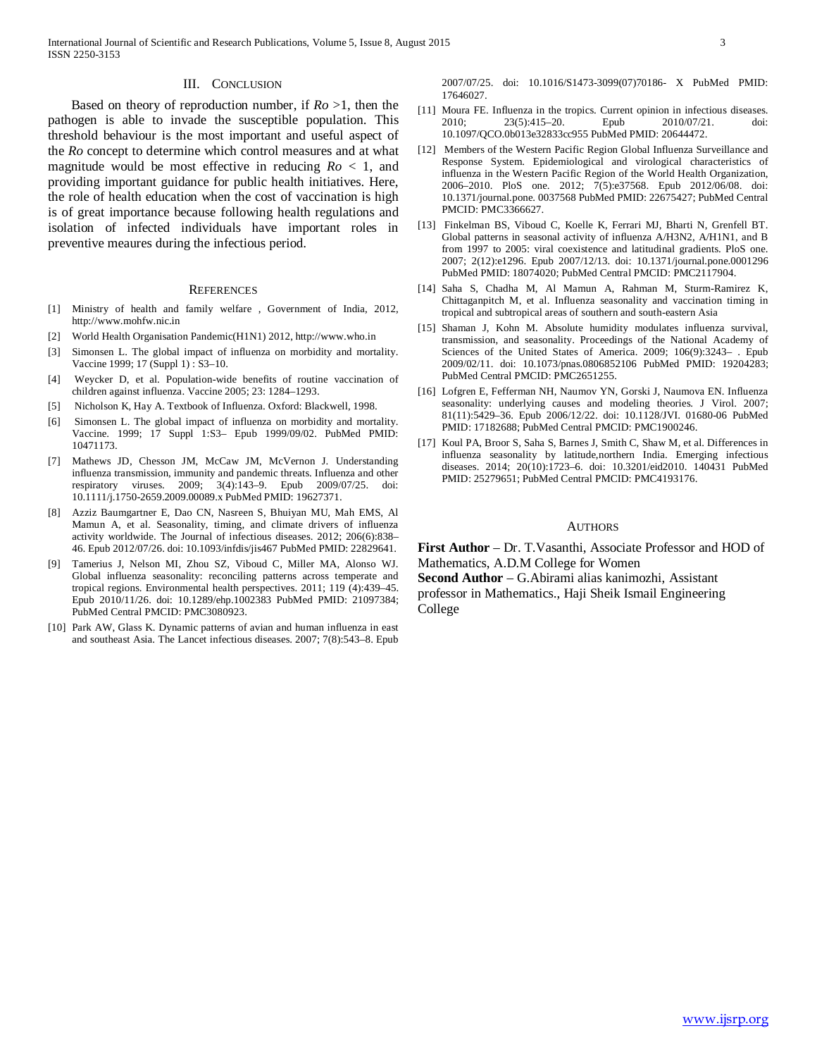## III. Conclusion

Based on theory of reproduction number, if *Ro* >1, then the pathogen is able to invade the susceptible population. This threshold behaviour is the most important and useful aspect of the *Ro* concept to determine which control measures and at what magnitude would be most effective in reducing *Ro* < 1, and providing important guidance for public health initiatives. Here, the role of health education when the cost of vaccination is high is of great importance because following health regulations and isolation of infected individuals have important roles in preventive meaures during the infectious period.

## References

[1] Ministry of health and family welfare , Government of India, 2012, http://www.mohfw.nic.in

[2] World Health Organisation Pandemic(H1N1) 2012, http://www.who.in

[3] Simonsen L. The global impact of influenza on morbidity and mortality. Vaccine 1999; 17 (Suppl 1) : S3–10.

[4] Weycker D, et al. Population-wide benefits of routine vaccination of children against influenza. Vaccine 2005; 23: 1284–1293.

[5] Nicholson K, Hay A. Textbook of Influenza. Oxford: Blackwell, 1998.

[6] Simonsen L. The global impact of influenza on morbidity and mortality. Vaccine. 1999; 17 Suppl 1:S3– Epub 1999/09/02. PubMed PMID: 10471173.

[7] Mathews JD, Chesson JM, McCaw JM, McVernon J. Understanding influenza transmission, immunity and pandemic threats. Influenza and other respiratory viruses. 2009; 3(4):143–9. Epub 2009/07/25. doi: 10.1111/j.1750-2659.2009.00089.x PubMed PMID: 19627371.

[8] Azziz Baumgartner E, Dao CN, Nasreen S, Bhuiyan MU, Mah EMS, Al Mamun A, et al. Seasonality, timing, and climate drivers of influenza activity worldwide. The Journal of infectious diseases. 2012; 206(6):838–46. Epub 2012/07/26. doi: 10.1093/infdis/jis467 PubMed PMID: 22829641.

[9] Tamerius J, Nelson MI, Zhou SZ, Viboud C, Miller MA, Alonso WJ. Global influenza seasonality: reconciling patterns across temperate and tropical regions. Environmental health perspectives. 2011; 119 (4):439–45. Epub 2010/11/26. doi: 10.1289/ehp.1002383 PubMed PMID: 21097384; PubMed Central PMCID: PMC3080923.

[10] Park AW, Glass K. Dynamic patterns of avian and human influenza in east and southeast Asia. The Lancet infectious diseases. 2007; 7(8):543–8. Epub 2007/07/25. doi: 10.1016/S1473-3099(07)70186- X PubMed PMID: 17646027.

[11] Moura FE. Influenza in the tropics. Current opinion in infectious diseases. 2010; 23(5):415–20. Epub 2010/07/21. doi: 10.1097/QCO.0b013e32833cc955 PubMed PMID: 20644472.

[12] Members of the Western Pacific Region Global Influenza Surveillance and Response System. Epidemiological and virological characteristics of influenza in the Western Pacific Region of the World Health Organization, 2006–2010. PloS one. 2012; 7(5):e37568. Epub 2012/06/08. doi: 10.1371/journal.pone. 0037568 PubMed PMID: 22675427; PubMed Central PMCID: PMC3366627.

[13] Finkelman BS, Viboud C, Koelle K, Ferrari MJ, Bharti N, Grenfell BT. Global patterns in seasonal activity of influenza A/H3N2, A/H1N1, and B from 1997 to 2005: viral coexistence and latitudinal gradients. PloS one. 2007; 2(12):e1296. Epub 2007/12/13. doi: 10.1371/journal.pone.0001296 PubMed PMID: 18074020; PubMed Central PMCID: PMC2117904.

[14] Saha S, Chadha M, Al Mamun A, Rahman M, Sturm-Ramirez K, Chittaganpitch M, et al. Influenza seasonality and vaccination timing in tropical and subtropical areas of southern and south-eastern Asia

[15] Shaman J, Kohn M. Absolute humidity modulates influenza survival, transmission, and seasonality. Proceedings of the National Academy of Sciences of the United States of America. 2009; 106(9):3243– . Epub 2009/02/11. doi: 10.1073/pnas.0806852106 PubMed PMID: 19204283; PubMed Central PMCID: PMC2651255.

[16] Lofgren E, Fefferman NH, Naumov YN, Gorski J, Naumova EN. Influenza seasonality: underlying causes and modeling theories. J Virol. 2007; 81(11):5429–36. Epub 2006/12/22. doi: 10.1128/JVI. 01680-06 PubMed PMID: 17182688; PubMed Central PMCID: PMC1900246.

[17] Koul PA, Broor S, Saha S, Barnes J, Smith C, Shaw M, et al. Differences in influenza seasonality by latitude,northern India. Emerging infectious diseases. 2014; 20(10):1723–6. doi: 10.3201/eid2010. 140431 PubMed PMID: 25279651; PubMed Central PMCID: PMC4193176.

## Authors

**First Author** – Dr. T.Vasanthi, Associate Professor and HOD of Mathematics, A.D.M College for Women

**Second Author** – G.Abirami alias kanimozhi, Assistant professor in Mathematics., Haji Sheik Ismail Engineering College